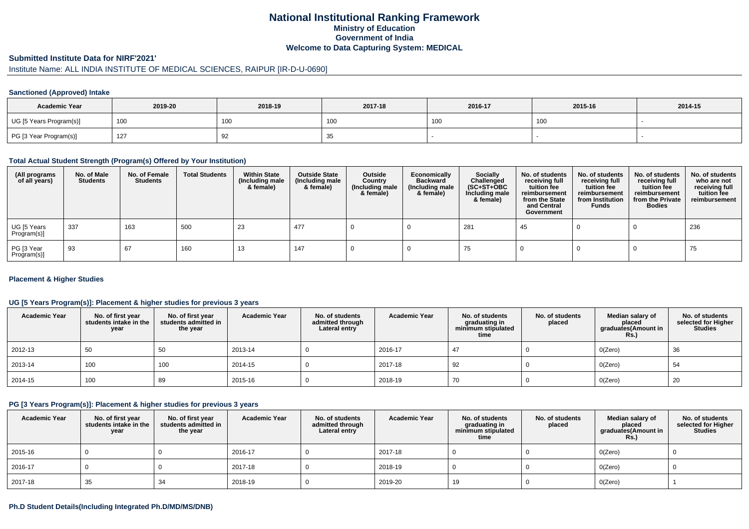# National Institutional Ranking Framework
## Ministry of Education
## Government of India
## Welcome to Data Capturing System: MEDICAL

### Submitted Institute Data for NIRF'2021'

Institute Name: ALL INDIA INSTITUTE OF MEDICAL SCIENCES, RAIPUR [IR-D-U-0690]

#### Sanctioned (Approved) Intake

| Academic Year | 2019-20 | 2018-19 | 2017-18 | 2016-17 | 2015-16 | 2014-15 |
|---|---|---|---|---|---|---|
| UG [5 Years Program(s)] | 100 | 100 | 100 | 100 | 100 | - |
| PG [3 Year Program(s)] | 127 | 92 | 35 | - | - | - |

#### Total Actual Student Strength (Program(s) Offered by Your Institution)

| (All programs of all years) | No. of Male Students | No. of Female Students | Total Students | Within State (Including male & female) | Outside State (Including male & female) | Outside Country (Including male & female) | Economically Backward (Including male & female) | Socially Challenged (SC+ST+OBC Including male & female) | No. of students receiving full tuition fee reimbursement from the State and Central Government | No. of students receiving full tuition fee reimbursement from Institution Funds | No. of students receiving full tuition fee reimbursement from the Private Bodies | No. of students who are not receiving full tuition fee reimbursement |
|---|---|---|---|---|---|---|---|---|---|---|---|---|
| UG [5 Years Program(s)] | 337 | 163 | 500 | 23 | 477 | 0 | 0 | 281 | 45 | 0 | 0 | 236 |
| PG [3 Year Program(s)] | 93 | 67 | 160 | 13 | 147 | 0 | 0 | 75 | 0 | 0 | 0 | 75 |

#### Placement & Higher Studies

#### UG [5 Years Program(s)]: Placement & higher studies for previous 3 years

| Academic Year | No. of first year students intake in the year | No. of first year students admitted in the year | Academic Year | No. of students admitted through Lateral entry | Academic Year | No. of students graduating in minimum stipulated time | No. of students placed | Median salary of placed graduates(Amount in Rs.) | No. of students selected for Higher Studies |
|---|---|---|---|---|---|---|---|---|---|
| 2012-13 | 50 | 50 | 2013-14 | 0 | 2016-17 | 47 | 0 | 0(Zero) | 36 |
| 2013-14 | 100 | 100 | 2014-15 | 0 | 2017-18 | 92 | 0 | 0(Zero) | 54 |
| 2014-15 | 100 | 89 | 2015-16 | 0 | 2018-19 | 70 | 0 | 0(Zero) | 20 |

#### PG [3 Years Program(s)]: Placement & higher studies for previous 3 years

| Academic Year | No. of first year students intake in the year | No. of first year students admitted in the year | Academic Year | No. of students admitted through Lateral entry | Academic Year | No. of students graduating in minimum stipulated time | No. of students placed | Median salary of placed graduates(Amount in Rs.) | No. of students selected for Higher Studies |
|---|---|---|---|---|---|---|---|---|---|
| 2015-16 | 0 | 0 | 2016-17 | 0 | 2017-18 | 0 | 0 | 0(Zero) | 0 |
| 2016-17 | 0 | 0 | 2017-18 | 0 | 2018-19 | 0 | 0 | 0(Zero) | 0 |
| 2017-18 | 35 | 34 | 2018-19 | 0 | 2019-20 | 19 | 0 | 0(Zero) | 1 |

#### Ph.D Student Details(Including Integrated Ph.D/MD/MS/DNB)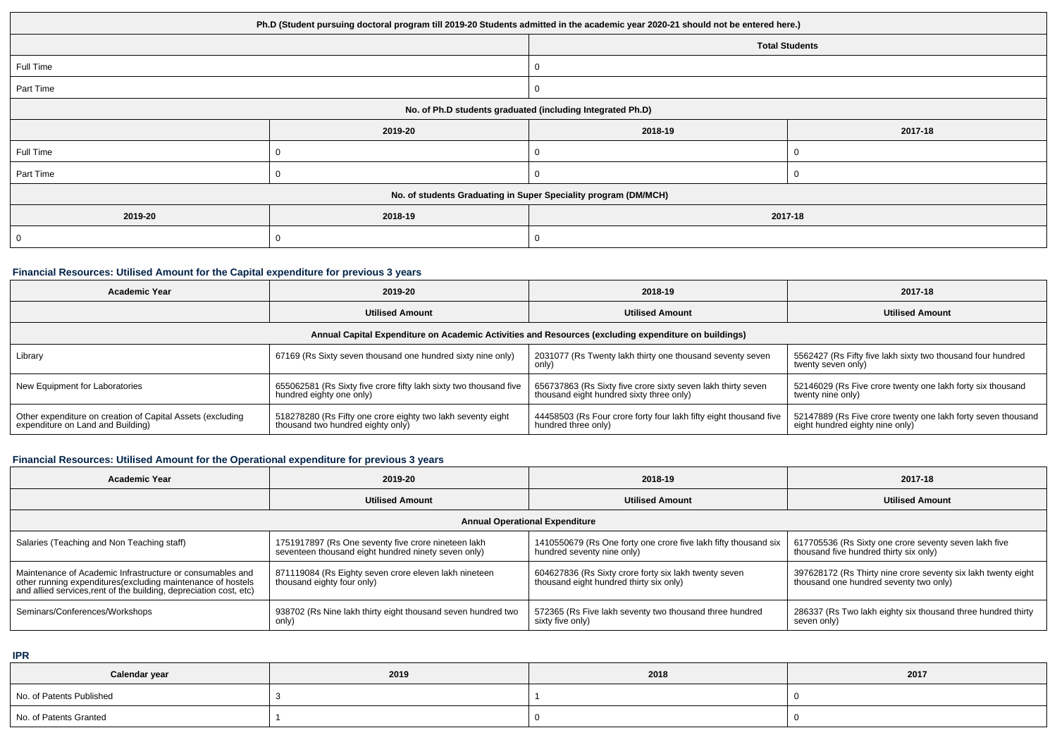| Ph.D (Student pursuing doctoral program till 2019-20 Students admitted in the academic year 2020-21 should not be entered here.) | |
|---|---|
| | Total Students |
| Full Time | 0 |
| Part Time | 0 |

| No. of Ph.D students graduated (including Integrated Ph.D) | | | |
|---|---|---|---|
| | 2019-20 | 2018-19 | 2017-18 |
| Full Time | 0 | 0 | 0 |
| Part Time | 0 | 0 | 0 |

| No. of students Graduating in Super Speciality program (DM/MCH) | | |
|---|---|---|
| 2019-20 | 2018-19 | 2017-18 |
| 0 | 0 | 0 |

## Financial Resources: Utilised Amount for the Capital expenditure for previous 3 years

| Academic Year | 2019-20 | 2018-19 | 2017-18 |
|---|---|---|---|
| | Utilised Amount | Utilised Amount | Utilised Amount |
| Annual Capital Expenditure on Academic Activities and Resources (excluding expenditure on buildings) | | | |
| Library | 67169 (Rs Sixty seven thousand one hundred sixty nine only) | 2031077 (Rs Twenty lakh thirty one thousand seventy seven only) | 5562427 (Rs Fifty five lakh sixty two thousand four hundred twenty seven only) |
| New Equipment for Laboratories | 655062581 (Rs Sixty five crore fifty lakh sixty two thousand five hundred eighty one only) | 656737863 (Rs Sixty five crore sixty seven lakh thirty seven thousand eight hundred sixty three only) | 52146029 (Rs Five crore twenty one lakh forty six thousand twenty nine only) |
| Other expenditure on creation of Capital Assets (excluding expenditure on Land and Building) | 518278280 (Rs Fifty one crore eighty two lakh seventy eight thousand two hundred eighty only) | 44458503 (Rs Four crore forty four lakh fifty eight thousand five hundred three only) | 52147889 (Rs Five crore twenty one lakh forty seven thousand eight hundred eighty nine only) |

## Financial Resources: Utilised Amount for the Operational expenditure for previous 3 years

| Academic Year | 2019-20 | 2018-19 | 2017-18 |
|---|---|---|---|
| | Utilised Amount | Utilised Amount | Utilised Amount |
| Annual Operational Expenditure | | | |
| Salaries (Teaching and Non Teaching staff) | 1751917897 (Rs One seventy five crore nineteen lakh seventeen thousand eight hundred ninety seven only) | 1410550679 (Rs One forty one crore five lakh fifty thousand six hundred seventy nine only) | 617705536 (Rs Sixty one crore seventy seven lakh five thousand five hundred thirty six only) |
| Maintenance of Academic Infrastructure or consumables and other running expenditures(excluding maintenance of hostels and allied services,rent of the building, depreciation cost, etc) | 871119084 (Rs Eighty seven crore eleven lakh nineteen thousand eighty four only) | 604627836 (Rs Sixty crore forty six lakh twenty seven thousand eight hundred thirty six only) | 397628172 (Rs Thirty nine crore seventy six lakh twenty eight thousand one hundred seventy two only) |
| Seminars/Conferences/Workshops | 938702 (Rs Nine lakh thirty eight thousand seven hundred two only) | 572365 (Rs Five lakh seventy two thousand three hundred sixty five only) | 286337 (Rs Two lakh eighty six thousand three hundred thirty seven only) |

## IPR

| Calendar year | 2019 | 2018 | 2017 |
|---|---|---|---|
| No. of Patents Published | 3 | 1 | 0 |
| No. of Patents Granted | 1 | 0 | 0 |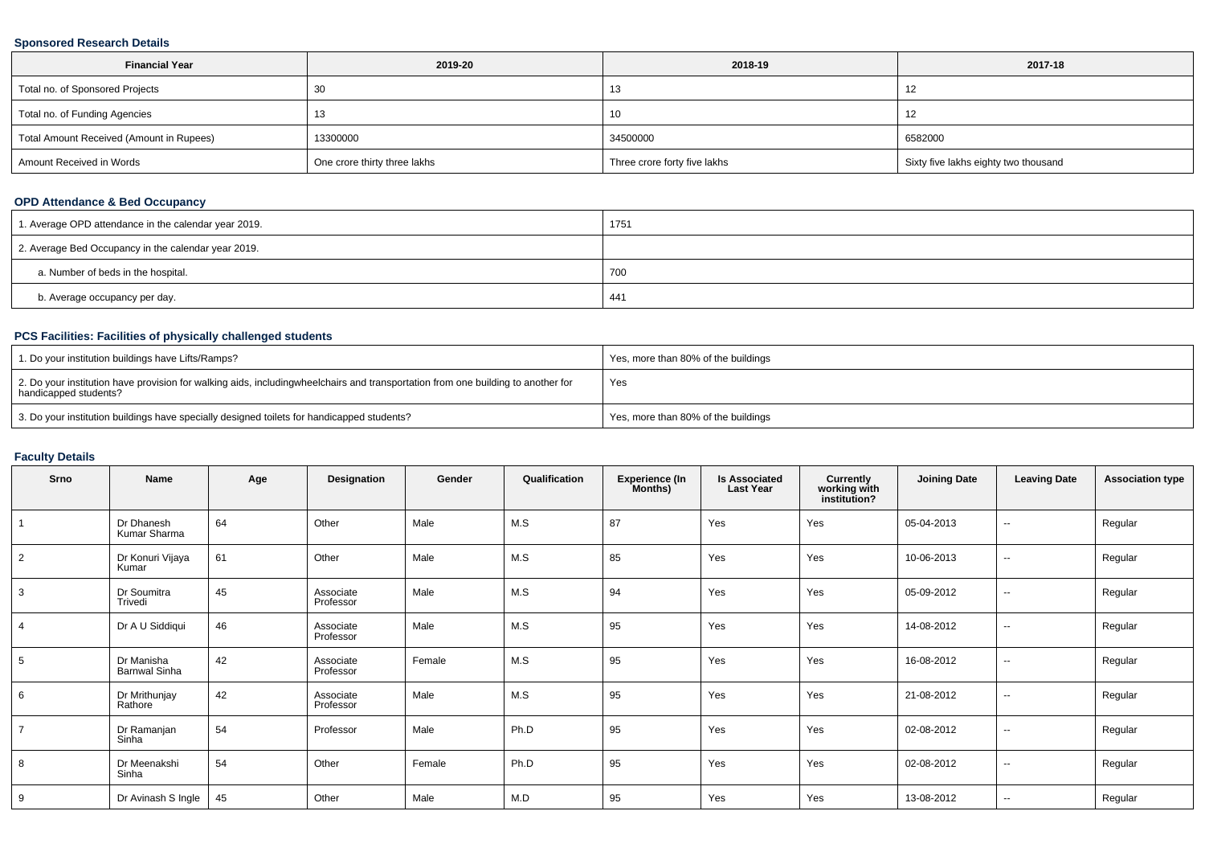### Sponsored Research Details

| Financial Year | 2019-20 | 2018-19 | 2017-18 |
|---|---|---|---|
| Total no. of Sponsored Projects | 30 | 13 | 12 |
| Total no. of Funding Agencies | 13 | 10 | 12 |
| Total Amount Received (Amount in Rupees) | 13300000 | 34500000 | 6582000 |
| Amount Received in Words | One crore thirty three lakhs | Three crore forty five lakhs | Sixty five lakhs eighty two thousand |

### OPD Attendance & Bed Occupancy

| | |
|---|---|
| 1. Average OPD attendance in the calendar year 2019. | 1751 |
| 2. Average Bed Occupancy in the calendar year 2019. | |
| a. Number of beds in the hospital. | 700 |
| b. Average occupancy per day. | 441 |

### PCS Facilities: Facilities of physically challenged students

| | |
|---|---|
| 1. Do your institution buildings have Lifts/Ramps? | Yes, more than 80% of the buildings |
| 2. Do your institution have provision for walking aids, includingwheelchairs and transportation from one building to another for handicapped students? | Yes |
| 3. Do your institution buildings have specially designed toilets for handicapped students? | Yes, more than 80% of the buildings |

### Faculty Details

| Srno | Name | Age | Designation | Gender | Qualification | Experience (In Months) | Is Associated Last Year | Currently working with institution? | Joining Date | Leaving Date | Association type |
|---|---|---|---|---|---|---|---|---|---|---|---|
| 1 | Dr Dhanesh Kumar Sharma | 64 | Other | Male | M.S | 87 | Yes | Yes | 05-04-2013 | -- | Regular |
| 2 | Dr Konuri Vijaya Kumar | 61 | Other | Male | M.S | 85 | Yes | Yes | 10-06-2013 | -- | Regular |
| 3 | Dr Soumitra Trivedi | 45 | Associate Professor | Male | M.S | 94 | Yes | Yes | 05-09-2012 | -- | Regular |
| 4 | Dr A U Siddiqui | 46 | Associate Professor | Male | M.S | 95 | Yes | Yes | 14-08-2012 | -- | Regular |
| 5 | Dr Manisha Barnwal Sinha | 42 | Associate Professor | Female | M.S | 95 | Yes | Yes | 16-08-2012 | -- | Regular |
| 6 | Dr Mrithunjay Rathore | 42 | Associate Professor | Male | M.S | 95 | Yes | Yes | 21-08-2012 | -- | Regular |
| 7 | Dr Ramanjan Sinha | 54 | Professor | Male | Ph.D | 95 | Yes | Yes | 02-08-2012 | -- | Regular |
| 8 | Dr Meenakshi Sinha | 54 | Other | Female | Ph.D | 95 | Yes | Yes | 02-08-2012 | -- | Regular |
| 9 | Dr Avinash S Ingle | 45 | Other | Male | M.D | 95 | Yes | Yes | 13-08-2012 | -- | Regular |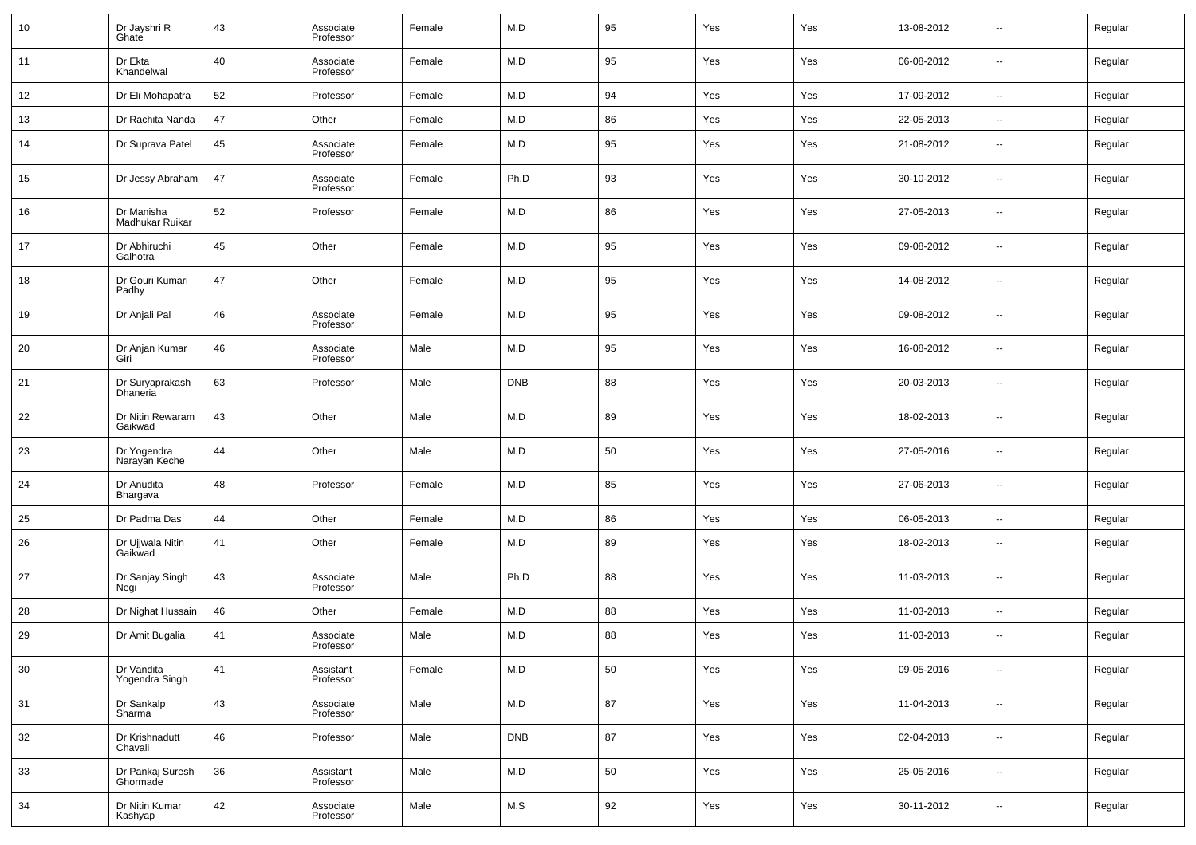| 10 | Dr Jayshri R Ghate | 43 | Associate Professor | Female | M.D | 95 | Yes | Yes | 13-08-2012 | -- | Regular |
|---|---|---|---|---|---|---|---|---|---|---|---|
| 11 | Dr Ekta Khandelwal | 40 | Associate Professor | Female | M.D | 95 | Yes | Yes | 06-08-2012 | -- | Regular |
| 12 | Dr Eli Mohapatra | 52 | Professor | Female | M.D | 94 | Yes | Yes | 17-09-2012 | -- | Regular |
| 13 | Dr Rachita Nanda | 47 | Other | Female | M.D | 86 | Yes | Yes | 22-05-2013 | -- | Regular |
| 14 | Dr Suprava Patel | 45 | Associate Professor | Female | M.D | 95 | Yes | Yes | 21-08-2012 | -- | Regular |
| 15 | Dr Jessy Abraham | 47 | Associate Professor | Female | Ph.D | 93 | Yes | Yes | 30-10-2012 | -- | Regular |
| 16 | Dr Manisha Madhukar Ruikar | 52 | Professor | Female | M.D | 86 | Yes | Yes | 27-05-2013 | -- | Regular |
| 17 | Dr Abhiruchi Galhotra | 45 | Other | Female | M.D | 95 | Yes | Yes | 09-08-2012 | -- | Regular |
| 18 | Dr Gouri Kumari Padhy | 47 | Other | Female | M.D | 95 | Yes | Yes | 14-08-2012 | -- | Regular |
| 19 | Dr Anjali Pal | 46 | Associate Professor | Female | M.D | 95 | Yes | Yes | 09-08-2012 | -- | Regular |
| 20 | Dr Anjan Kumar Giri | 46 | Associate Professor | Male | M.D | 95 | Yes | Yes | 16-08-2012 | -- | Regular |
| 21 | Dr Suryaprakash Dhaneria | 63 | Professor | Male | DNB | 88 | Yes | Yes | 20-03-2013 | -- | Regular |
| 22 | Dr Nitin Rewaram Gaikwad | 43 | Other | Male | M.D | 89 | Yes | Yes | 18-02-2013 | -- | Regular |
| 23 | Dr Yogendra Narayan Keche | 44 | Other | Male | M.D | 50 | Yes | Yes | 27-05-2016 | -- | Regular |
| 24 | Dr Anudita Bhargava | 48 | Professor | Female | M.D | 85 | Yes | Yes | 27-06-2013 | -- | Regular |
| 25 | Dr Padma Das | 44 | Other | Female | M.D | 86 | Yes | Yes | 06-05-2013 | -- | Regular |
| 26 | Dr Ujjwala Nitin Gaikwad | 41 | Other | Female | M.D | 89 | Yes | Yes | 18-02-2013 | -- | Regular |
| 27 | Dr Sanjay Singh Negi | 43 | Associate Professor | Male | Ph.D | 88 | Yes | Yes | 11-03-2013 | -- | Regular |
| 28 | Dr Nighat Hussain | 46 | Other | Female | M.D | 88 | Yes | Yes | 11-03-2013 | -- | Regular |
| 29 | Dr Amit Bugalia | 41 | Associate Professor | Male | M.D | 88 | Yes | Yes | 11-03-2013 | -- | Regular |
| 30 | Dr Vandita Yogendra Singh | 41 | Assistant Professor | Female | M.D | 50 | Yes | Yes | 09-05-2016 | -- | Regular |
| 31 | Dr Sankalp Sharma | 43 | Associate Professor | Male | M.D | 87 | Yes | Yes | 11-04-2013 | -- | Regular |
| 32 | Dr Krishnadutt Chavali | 46 | Professor | Male | DNB | 87 | Yes | Yes | 02-04-2013 | -- | Regular |
| 33 | Dr Pankaj Suresh Ghormade | 36 | Assistant Professor | Male | M.D | 50 | Yes | Yes | 25-05-2016 | -- | Regular |
| 34 | Dr Nitin Kumar Kashyap | 42 | Associate Professor | Male | M.S | 92 | Yes | Yes | 30-11-2012 | -- | Regular |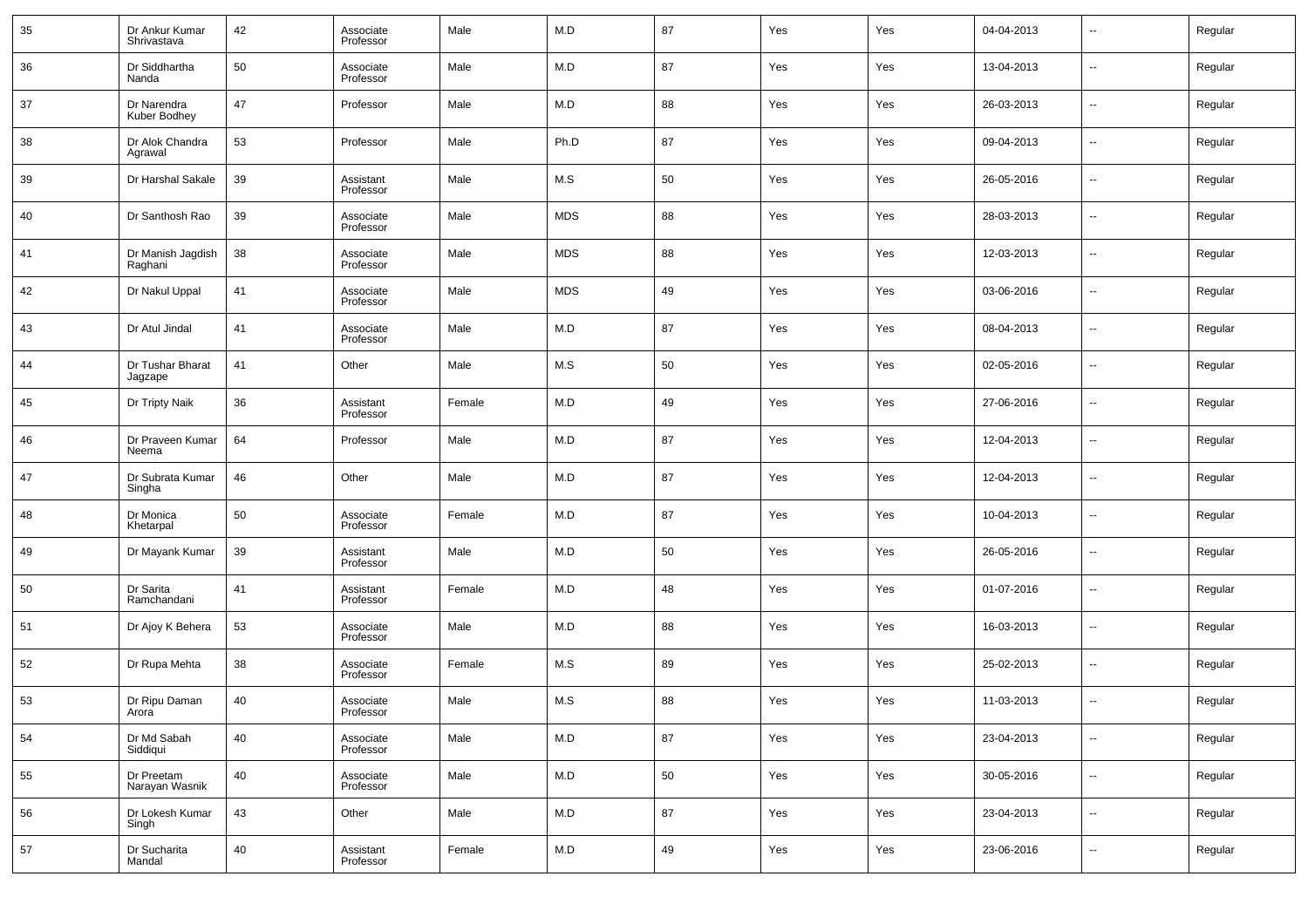| 35 | Dr Ankur Kumar Shrivastava | 42 | Associate Professor | Male | M.D | 87 | Yes | Yes | 04-04-2013 | -- | Regular |
|---|---|---|---|---|---|---|---|---|---|---|---|
| 36 | Dr Siddhartha Nanda | 50 | Associate Professor | Male | M.D | 87 | Yes | Yes | 13-04-2013 | -- | Regular |
| 37 | Dr Narendra Kuber Bodhey | 47 | Professor | Male | M.D | 88 | Yes | Yes | 26-03-2013 | -- | Regular |
| 38 | Dr Alok Chandra Agrawal | 53 | Professor | Male | Ph.D | 87 | Yes | Yes | 09-04-2013 | -- | Regular |
| 39 | Dr Harshal Sakale | 39 | Assistant Professor | Male | M.S | 50 | Yes | Yes | 26-05-2016 | -- | Regular |
| 40 | Dr Santhosh Rao | 39 | Associate Professor | Male | MDS | 88 | Yes | Yes | 28-03-2013 | -- | Regular |
| 41 | Dr Manish Jagdish Raghani | 38 | Associate Professor | Male | MDS | 88 | Yes | Yes | 12-03-2013 | -- | Regular |
| 42 | Dr Nakul Uppal | 41 | Associate Professor | Male | MDS | 49 | Yes | Yes | 03-06-2016 | -- | Regular |
| 43 | Dr Atul Jindal | 41 | Associate Professor | Male | M.D | 87 | Yes | Yes | 08-04-2013 | -- | Regular |
| 44 | Dr Tushar Bharat Jagzape | 41 | Other | Male | M.S | 50 | Yes | Yes | 02-05-2016 | -- | Regular |
| 45 | Dr Tripty Naik | 36 | Assistant Professor | Female | M.D | 49 | Yes | Yes | 27-06-2016 | -- | Regular |
| 46 | Dr Praveen Kumar Neema | 64 | Professor | Male | M.D | 87 | Yes | Yes | 12-04-2013 | -- | Regular |
| 47 | Dr Subrata Kumar Singha | 46 | Other | Male | M.D | 87 | Yes | Yes | 12-04-2013 | -- | Regular |
| 48 | Dr Monica Khetarpal | 50 | Associate Professor | Female | M.D | 87 | Yes | Yes | 10-04-2013 | -- | Regular |
| 49 | Dr Mayank Kumar | 39 | Assistant Professor | Male | M.D | 50 | Yes | Yes | 26-05-2016 | -- | Regular |
| 50 | Dr Sarita Ramchandani | 41 | Assistant Professor | Female | M.D | 48 | Yes | Yes | 01-07-2016 | -- | Regular |
| 51 | Dr Ajoy K Behera | 53 | Associate Professor | Male | M.D | 88 | Yes | Yes | 16-03-2013 | -- | Regular |
| 52 | Dr Rupa Mehta | 38 | Associate Professor | Female | M.S | 89 | Yes | Yes | 25-02-2013 | -- | Regular |
| 53 | Dr Ripu Daman Arora | 40 | Associate Professor | Male | M.S | 88 | Yes | Yes | 11-03-2013 | -- | Regular |
| 54 | Dr Md Sabah Siddiqui | 40 | Associate Professor | Male | M.D | 87 | Yes | Yes | 23-04-2013 | -- | Regular |
| 55 | Dr Preetam Narayan Wasnik | 40 | Associate Professor | Male | M.D | 50 | Yes | Yes | 30-05-2016 | -- | Regular |
| 56 | Dr Lokesh Kumar Singh | 43 | Other | Male | M.D | 87 | Yes | Yes | 23-04-2013 | -- | Regular |
| 57 | Dr Sucharita Mandal | 40 | Assistant Professor | Female | M.D | 49 | Yes | Yes | 23-06-2016 | -- | Regular |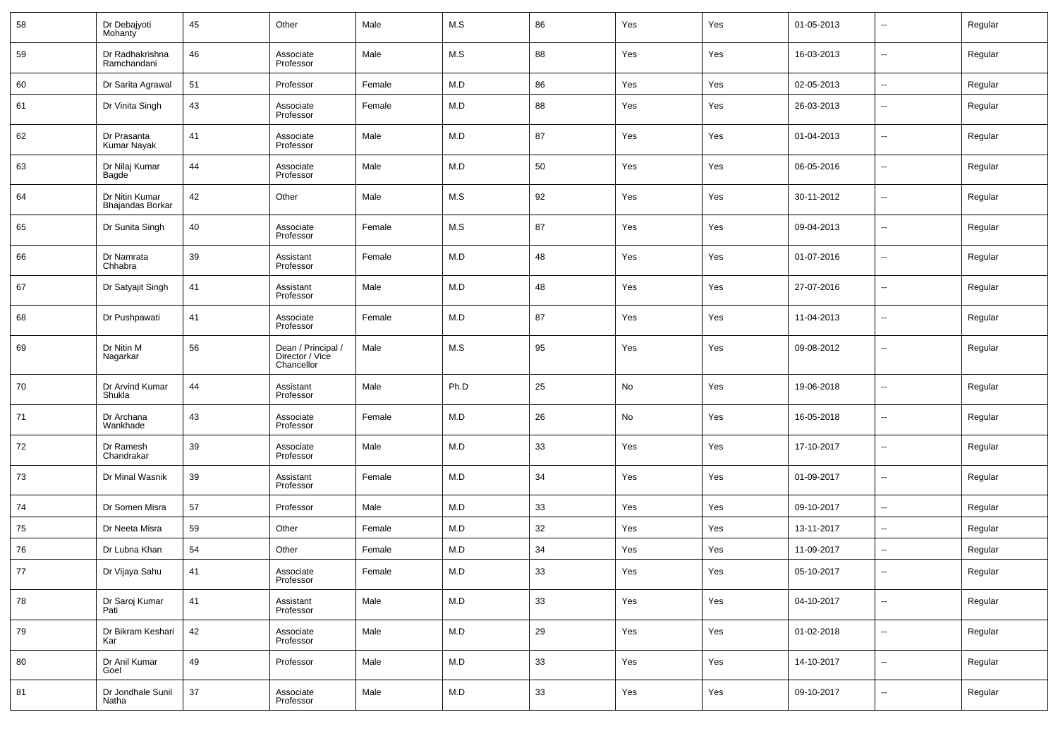| 58 | Dr Debajyoti Mohanty | 45 | Other | Male | M.S | 86 | Yes | Yes | 01-05-2013 | -- | Regular |
|---|---|---|---|---|---|---|---|---|---|---|---|
| 59 | Dr Radhakrishna Ramchandani | 46 | Associate Professor | Male | M.S | 88 | Yes | Yes | 16-03-2013 | -- | Regular |
| 60 | Dr Sarita Agrawal | 51 | Professor | Female | M.D | 86 | Yes | Yes | 02-05-2013 | -- | Regular |
| 61 | Dr Vinita Singh | 43 | Associate Professor | Female | M.D | 88 | Yes | Yes | 26-03-2013 | -- | Regular |
| 62 | Dr Prasanta Kumar Nayak | 41 | Associate Professor | Male | M.D | 87 | Yes | Yes | 01-04-2013 | -- | Regular |
| 63 | Dr Nilaj Kumar Bagde | 44 | Associate Professor | Male | M.D | 50 | Yes | Yes | 06-05-2016 | -- | Regular |
| 64 | Dr Nitin Kumar Bhajandas Borkar | 42 | Other | Male | M.S | 92 | Yes | Yes | 30-11-2012 | -- | Regular |
| 65 | Dr Sunita Singh | 40 | Associate Professor | Female | M.S | 87 | Yes | Yes | 09-04-2013 | -- | Regular |
| 66 | Dr Namrata Chhabra | 39 | Assistant Professor | Female | M.D | 48 | Yes | Yes | 01-07-2016 | -- | Regular |
| 67 | Dr Satyajit Singh | 41 | Assistant Professor | Male | M.D | 48 | Yes | Yes | 27-07-2016 | -- | Regular |
| 68 | Dr Pushpawati | 41 | Associate Professor | Female | M.D | 87 | Yes | Yes | 11-04-2013 | -- | Regular |
| 69 | Dr Nitin M Nagarkar | 56 | Dean / Principal / Director / Vice Chancellor | Male | M.S | 95 | Yes | Yes | 09-08-2012 | -- | Regular |
| 70 | Dr Arvind Kumar Shukla | 44 | Assistant Professor | Male | Ph.D | 25 | No | Yes | 19-06-2018 | -- | Regular |
| 71 | Dr Archana Wankhade | 43 | Associate Professor | Female | M.D | 26 | No | Yes | 16-05-2018 | -- | Regular |
| 72 | Dr Ramesh Chandrakar | 39 | Associate Professor | Male | M.D | 33 | Yes | Yes | 17-10-2017 | -- | Regular |
| 73 | Dr Minal Wasnik | 39 | Assistant Professor | Female | M.D | 34 | Yes | Yes | 01-09-2017 | -- | Regular |
| 74 | Dr Somen Misra | 57 | Professor | Male | M.D | 33 | Yes | Yes | 09-10-2017 | -- | Regular |
| 75 | Dr Neeta Misra | 59 | Other | Female | M.D | 32 | Yes | Yes | 13-11-2017 | -- | Regular |
| 76 | Dr Lubna Khan | 54 | Other | Female | M.D | 34 | Yes | Yes | 11-09-2017 | -- | Regular |
| 77 | Dr Vijaya Sahu | 41 | Associate Professor | Female | M.D | 33 | Yes | Yes | 05-10-2017 | -- | Regular |
| 78 | Dr Saroj Kumar Pati | 41 | Assistant Professor | Male | M.D | 33 | Yes | Yes | 04-10-2017 | -- | Regular |
| 79 | Dr Bikram Keshari Kar | 42 | Associate Professor | Male | M.D | 29 | Yes | Yes | 01-02-2018 | -- | Regular |
| 80 | Dr Anil Kumar Goel | 49 | Professor | Male | M.D | 33 | Yes | Yes | 14-10-2017 | -- | Regular |
| 81 | Dr Jondhale Sunil Natha | 37 | Associate Professor | Male | M.D | 33 | Yes | Yes | 09-10-2017 | -- | Regular |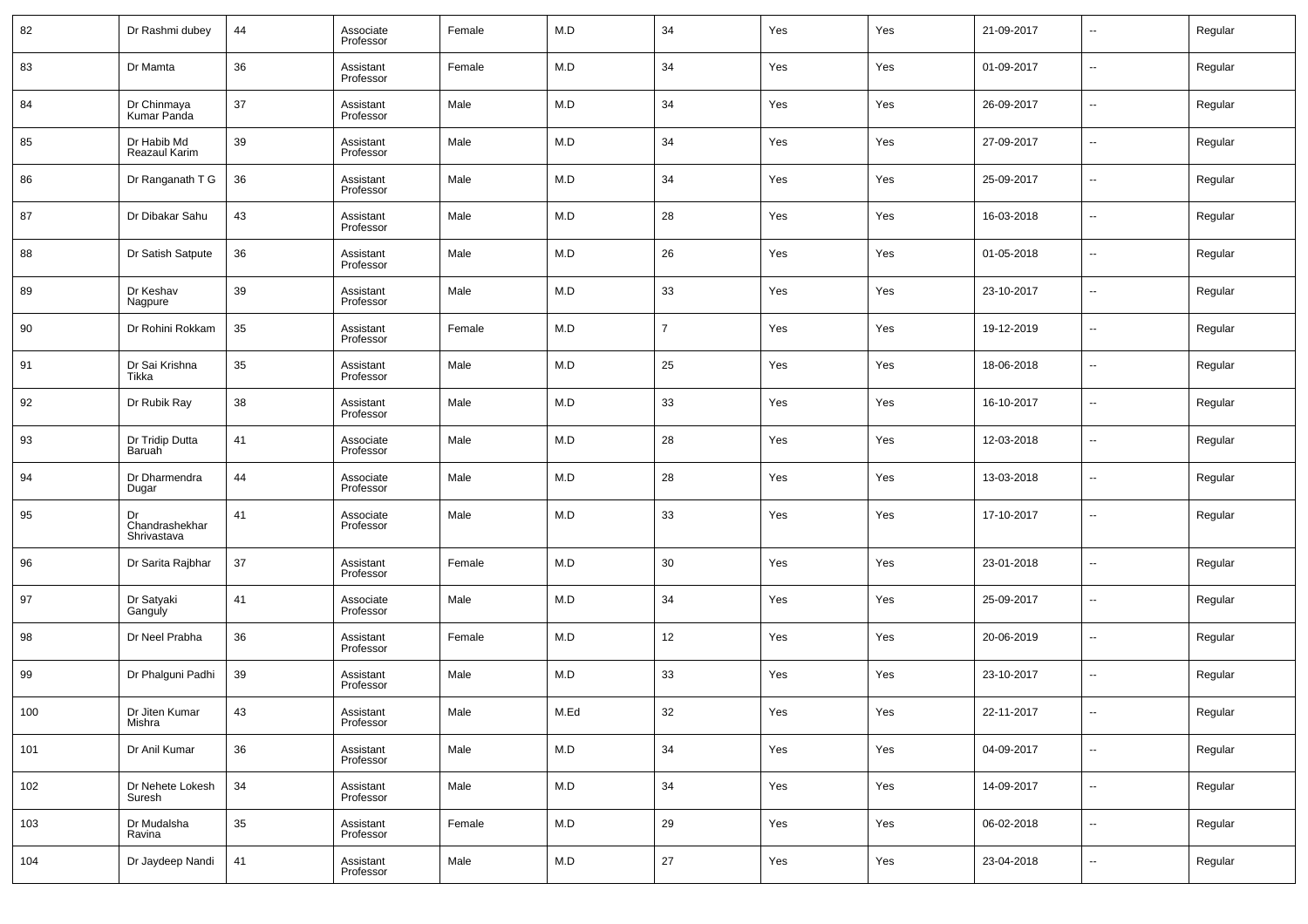| 82 | Dr Rashmi dubey | 44 | Associate Professor | Female | M.D | 34 | Yes | Yes | 21-09-2017 | -- | Regular |
|---|---|---|---|---|---|---|---|---|---|---|---|
| 83 | Dr Mamta | 36 | Assistant Professor | Female | M.D | 34 | Yes | Yes | 01-09-2017 | -- | Regular |
| 84 | Dr Chinmaya Kumar Panda | 37 | Assistant Professor | Male | M.D | 34 | Yes | Yes | 26-09-2017 | -- | Regular |
| 85 | Dr Habib Md Reazaul Karim | 39 | Assistant Professor | Male | M.D | 34 | Yes | Yes | 27-09-2017 | -- | Regular |
| 86 | Dr Ranganath T G | 36 | Assistant Professor | Male | M.D | 34 | Yes | Yes | 25-09-2017 | -- | Regular |
| 87 | Dr Dibakar Sahu | 43 | Assistant Professor | Male | M.D | 28 | Yes | Yes | 16-03-2018 | -- | Regular |
| 88 | Dr Satish Satpute | 36 | Assistant Professor | Male | M.D | 26 | Yes | Yes | 01-05-2018 | -- | Regular |
| 89 | Dr Keshav Nagpure | 39 | Assistant Professor | Male | M.D | 33 | Yes | Yes | 23-10-2017 | -- | Regular |
| 90 | Dr Rohini Rokkam | 35 | Assistant Professor | Female | M.D | 7 | Yes | Yes | 19-12-2019 | -- | Regular |
| 91 | Dr Sai Krishna Tikka | 35 | Assistant Professor | Male | M.D | 25 | Yes | Yes | 18-06-2018 | -- | Regular |
| 92 | Dr Rubik Ray | 38 | Assistant Professor | Male | M.D | 33 | Yes | Yes | 16-10-2017 | -- | Regular |
| 93 | Dr Tridip Dutta Baruah | 41 | Associate Professor | Male | M.D | 28 | Yes | Yes | 12-03-2018 | -- | Regular |
| 94 | Dr Dharmendra Dugar | 44 | Associate Professor | Male | M.D | 28 | Yes | Yes | 13-03-2018 | -- | Regular |
| 95 | Dr Chandrashekhar Shrivastava | 41 | Associate Professor | Male | M.D | 33 | Yes | Yes | 17-10-2017 | -- | Regular |
| 96 | Dr Sarita Rajbhar | 37 | Assistant Professor | Female | M.D | 30 | Yes | Yes | 23-01-2018 | -- | Regular |
| 97 | Dr Satyaki Ganguly | 41 | Associate Professor | Male | M.D | 34 | Yes | Yes | 25-09-2017 | -- | Regular |
| 98 | Dr Neel Prabha | 36 | Assistant Professor | Female | M.D | 12 | Yes | Yes | 20-06-2019 | -- | Regular |
| 99 | Dr Phalguni Padhi | 39 | Assistant Professor | Male | M.D | 33 | Yes | Yes | 23-10-2017 | -- | Regular |
| 100 | Dr Jiten Kumar Mishra | 43 | Assistant Professor | Male | M.Ed | 32 | Yes | Yes | 22-11-2017 | -- | Regular |
| 101 | Dr Anil Kumar | 36 | Assistant Professor | Male | M.D | 34 | Yes | Yes | 04-09-2017 | -- | Regular |
| 102 | Dr Nehete Lokesh Suresh | 34 | Assistant Professor | Male | M.D | 34 | Yes | Yes | 14-09-2017 | -- | Regular |
| 103 | Dr Mudalsha Ravina | 35 | Assistant Professor | Female | M.D | 29 | Yes | Yes | 06-02-2018 | -- | Regular |
| 104 | Dr Jaydeep Nandi | 41 | Assistant Professor | Male | M.D | 27 | Yes | Yes | 23-04-2018 | -- | Regular |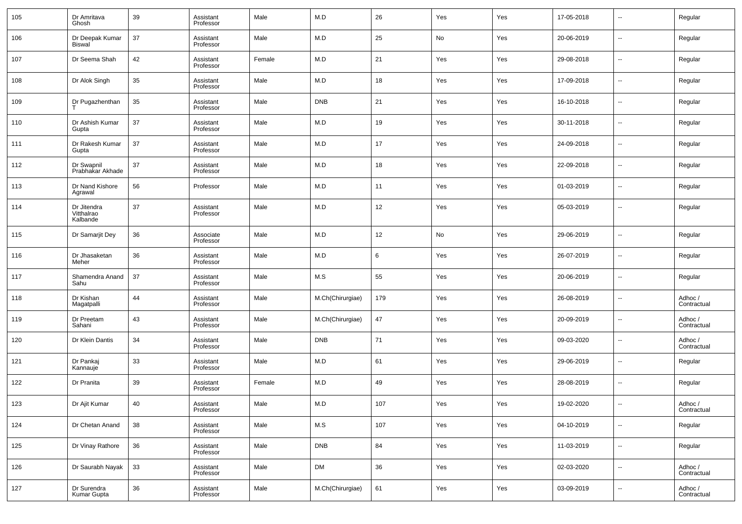| | | | | | | | | | | | |
|---|---|---|---|---|---|---|---|---|---|---|---|
| 105 | Dr Amritava Ghosh | 39 | Assistant Professor | Male | M.D | 26 | Yes | Yes | 17-05-2018 | -- | Regular |
| 106 | Dr Deepak Kumar Biswal | 37 | Assistant Professor | Male | M.D | 25 | No | Yes | 20-06-2019 | -- | Regular |
| 107 | Dr Seema Shah | 42 | Assistant Professor | Female | M.D | 21 | Yes | Yes | 29-08-2018 | -- | Regular |
| 108 | Dr Alok Singh | 35 | Assistant Professor | Male | M.D | 18 | Yes | Yes | 17-09-2018 | -- | Regular |
| 109 | Dr Pugazhenthan T | 35 | Assistant Professor | Male | DNB | 21 | Yes | Yes | 16-10-2018 | -- | Regular |
| 110 | Dr Ashish Kumar Gupta | 37 | Assistant Professor | Male | M.D | 19 | Yes | Yes | 30-11-2018 | -- | Regular |
| 111 | Dr Rakesh Kumar Gupta | 37 | Assistant Professor | Male | M.D | 17 | Yes | Yes | 24-09-2018 | -- | Regular |
| 112 | Dr Swapnil Prabhakar Akhade | 37 | Assistant Professor | Male | M.D | 18 | Yes | Yes | 22-09-2018 | -- | Regular |
| 113 | Dr Nand Kishore Agrawal | 56 | Professor | Male | M.D | 11 | Yes | Yes | 01-03-2019 | -- | Regular |
| 114 | Dr Jitendra Vitthalrao Kalbande | 37 | Assistant Professor | Male | M.D | 12 | Yes | Yes | 05-03-2019 | -- | Regular |
| 115 | Dr Samarjit Dey | 36 | Associate Professor | Male | M.D | 12 | No | Yes | 29-06-2019 | -- | Regular |
| 116 | Dr Jhasaketan Meher | 36 | Assistant Professor | Male | M.D | 6 | Yes | Yes | 26-07-2019 | -- | Regular |
| 117 | Shamendra Anand Sahu | 37 | Assistant Professor | Male | M.S | 55 | Yes | Yes | 20-06-2019 | -- | Regular |
| 118 | Dr Kishan Magatpalli | 44 | Assistant Professor | Male | M.Ch(Chirurgiae) | 179 | Yes | Yes | 26-08-2019 | -- | Adhoc / Contractual |
| 119 | Dr Preetam Sahani | 43 | Assistant Professor | Male | M.Ch(Chirurgiae) | 47 | Yes | Yes | 20-09-2019 | -- | Adhoc / Contractual |
| 120 | Dr Klein Dantis | 34 | Assistant Professor | Male | DNB | 71 | Yes | Yes | 09-03-2020 | -- | Adhoc / Contractual |
| 121 | Dr Pankaj Kannauje | 33 | Assistant Professor | Male | M.D | 61 | Yes | Yes | 29-06-2019 | -- | Regular |
| 122 | Dr Pranita | 39 | Assistant Professor | Female | M.D | 49 | Yes | Yes | 28-08-2019 | -- | Regular |
| 123 | Dr Ajit Kumar | 40 | Assistant Professor | Male | M.D | 107 | Yes | Yes | 19-02-2020 | -- | Adhoc / Contractual |
| 124 | Dr Chetan Anand | 38 | Assistant Professor | Male | M.S | 107 | Yes | Yes | 04-10-2019 | -- | Regular |
| 125 | Dr Vinay Rathore | 36 | Assistant Professor | Male | DNB | 84 | Yes | Yes | 11-03-2019 | -- | Regular |
| 126 | Dr Saurabh Nayak | 33 | Assistant Professor | Male | DM | 36 | Yes | Yes | 02-03-2020 | -- | Adhoc / Contractual |
| 127 | Dr Surendra Kumar Gupta | 36 | Assistant Professor | Male | M.Ch(Chirurgiae) | 61 | Yes | Yes | 03-09-2019 | -- | Adhoc / Contractual |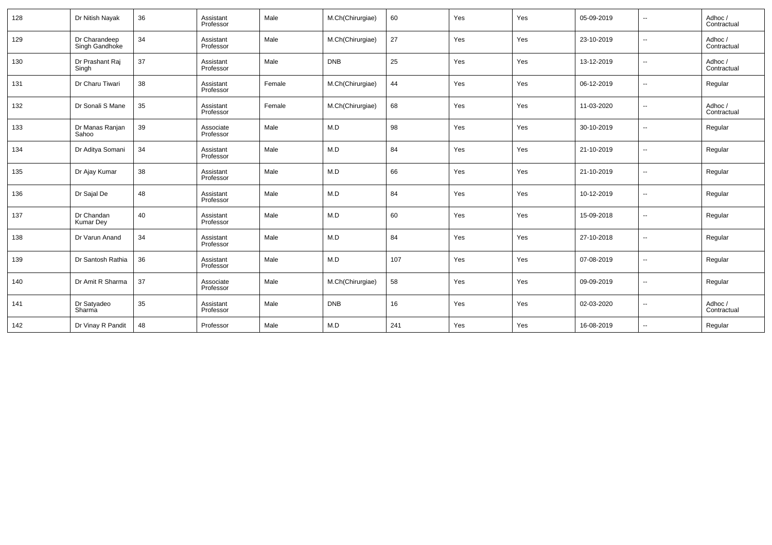| | | | | | | | | | | | |
|---|---|---|---|---|---|---|---|---|---|---|---|
| 128 | Dr Nitish Nayak | 36 | Assistant Professor | Male | M.Ch(Chirurgiae) | 60 | Yes | Yes | 05-09-2019 | -- | Adhoc / Contractual |
| 129 | Dr Charandeep Singh Gandhoke | 34 | Assistant Professor | Male | M.Ch(Chirurgiae) | 27 | Yes | Yes | 23-10-2019 | -- | Adhoc / Contractual |
| 130 | Dr Prashant Raj Singh | 37 | Assistant Professor | Male | DNB | 25 | Yes | Yes | 13-12-2019 | -- | Adhoc / Contractual |
| 131 | Dr Charu Tiwari | 38 | Assistant Professor | Female | M.Ch(Chirurgiae) | 44 | Yes | Yes | 06-12-2019 | -- | Regular |
| 132 | Dr Sonali S Mane | 35 | Assistant Professor | Female | M.Ch(Chirurgiae) | 68 | Yes | Yes | 11-03-2020 | -- | Adhoc / Contractual |
| 133 | Dr Manas Ranjan Sahoo | 39 | Associate Professor | Male | M.D | 98 | Yes | Yes | 30-10-2019 | -- | Regular |
| 134 | Dr Aditya Somani | 34 | Assistant Professor | Male | M.D | 84 | Yes | Yes | 21-10-2019 | -- | Regular |
| 135 | Dr Ajay Kumar | 38 | Assistant Professor | Male | M.D | 66 | Yes | Yes | 21-10-2019 | -- | Regular |
| 136 | Dr Sajal De | 48 | Assistant Professor | Male | M.D | 84 | Yes | Yes | 10-12-2019 | -- | Regular |
| 137 | Dr Chandan Kumar Dey | 40 | Assistant Professor | Male | M.D | 60 | Yes | Yes | 15-09-2018 | -- | Regular |
| 138 | Dr Varun Anand | 34 | Assistant Professor | Male | M.D | 84 | Yes | Yes | 27-10-2018 | -- | Regular |
| 139 | Dr Santosh Rathia | 36 | Assistant Professor | Male | M.D | 107 | Yes | Yes | 07-08-2019 | -- | Regular |
| 140 | Dr Amit R Sharma | 37 | Associate Professor | Male | M.Ch(Chirurgiae) | 58 | Yes | Yes | 09-09-2019 | -- | Regular |
| 141 | Dr Satyadeo Sharma | 35 | Assistant Professor | Male | DNB | 16 | Yes | Yes | 02-03-2020 | -- | Adhoc / Contractual |
| 142 | Dr Vinay R Pandit | 48 | Professor | Male | M.D | 241 | Yes | Yes | 16-08-2019 | -- | Regular |